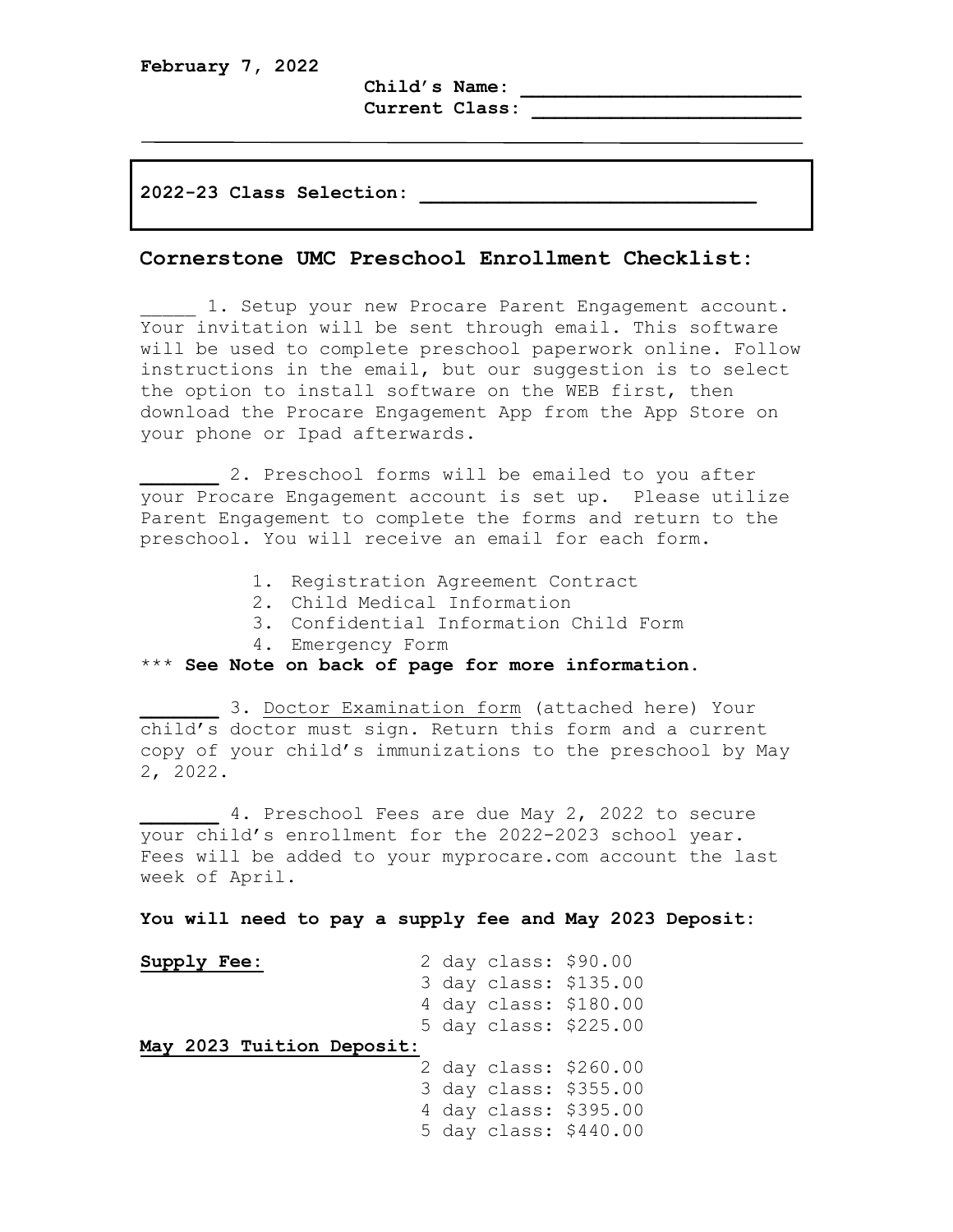**February 7, 2022**

**Child's Name:** ________________________
**Current Class:** ________________________

---

**2022-23 Class Selection:** ______________________________

## Cornerstone UMC Preschool Enrollment Checklist:

_____ 1. Setup your new Procare Parent Engagement account. Your invitation will be sent through email. This software will be used to complete preschool paperwork online. Follow instructions in the email, but our suggestion is to select the option to install software on the WEB first, then download the Procare Engagement App from the App Store on your phone or Ipad afterwards.

_______ 2. Preschool forms will be emailed to you after your Procare Engagement account is set up. Please utilize Parent Engagement to complete the forms and return to the preschool. You will receive an email for each form.

1. Registration Agreement Contract
2. Child Medical Information
3. Confidential Information Child Form
4. Emergency Form

*** **See Note on back of page for more information.**

_______ 3. Doctor Examination form (attached here) Your child's doctor must sign. Return this form and a current copy of your child's immunizations to the preschool by May 2, 2022.

_______ 4. Preschool Fees are due May 2, 2022 to secure your child's enrollment for the 2022-2023 school year. Fees will be added to your myprocare.com account the last week of April.

**You will need to pay a supply fee and May 2023 Deposit:**

**Supply Fee:**
- 2 day class: $90.00
- 3 day class: $135.00
- 4 day class: $180.00
- 5 day class: $225.00

**May 2023 Tuition Deposit:**
- 2 day class: $260.00
- 3 day class: $355.00
- 4 day class: $395.00
- 5 day class: $440.00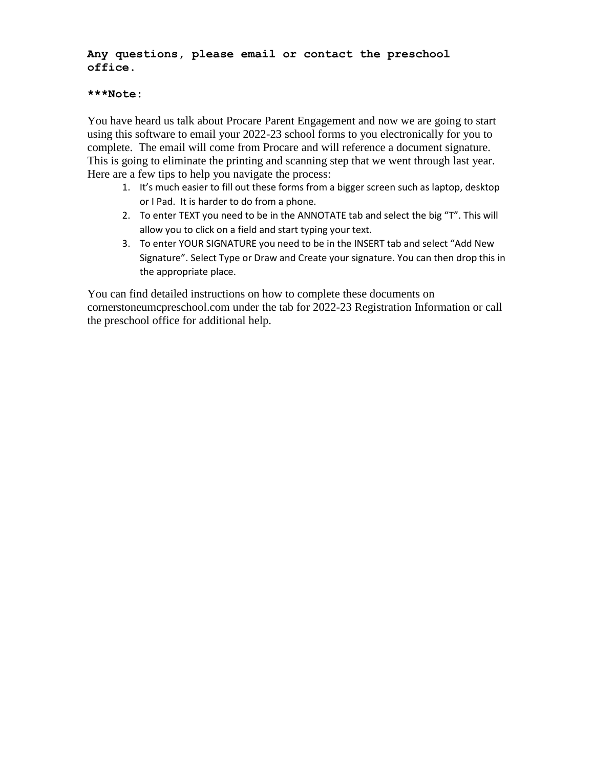**Any questions, please email or contact the preschool office.**

**\*\*\*Note:**

You have heard us talk about Procare Parent Engagement and now we are going to start using this software to email your 2022-23 school forms to you electronically for you to complete. The email will come from Procare and will reference a document signature. This is going to eliminate the printing and scanning step that we went through last year. Here are a few tips to help you navigate the process:

1. It's much easier to fill out these forms from a bigger screen such as laptop, desktop or I Pad. It is harder to do from a phone.
2. To enter TEXT you need to be in the ANNOTATE tab and select the big "T". This will allow you to click on a field and start typing your text.
3. To enter YOUR SIGNATURE you need to be in the INSERT tab and select "Add New Signature". Select Type or Draw and Create your signature. You can then drop this in the appropriate place.

You can find detailed instructions on how to complete these documents on cornerstoneumcpreschool.com under the tab for 2022-23 Registration Information or call the preschool office for additional help.